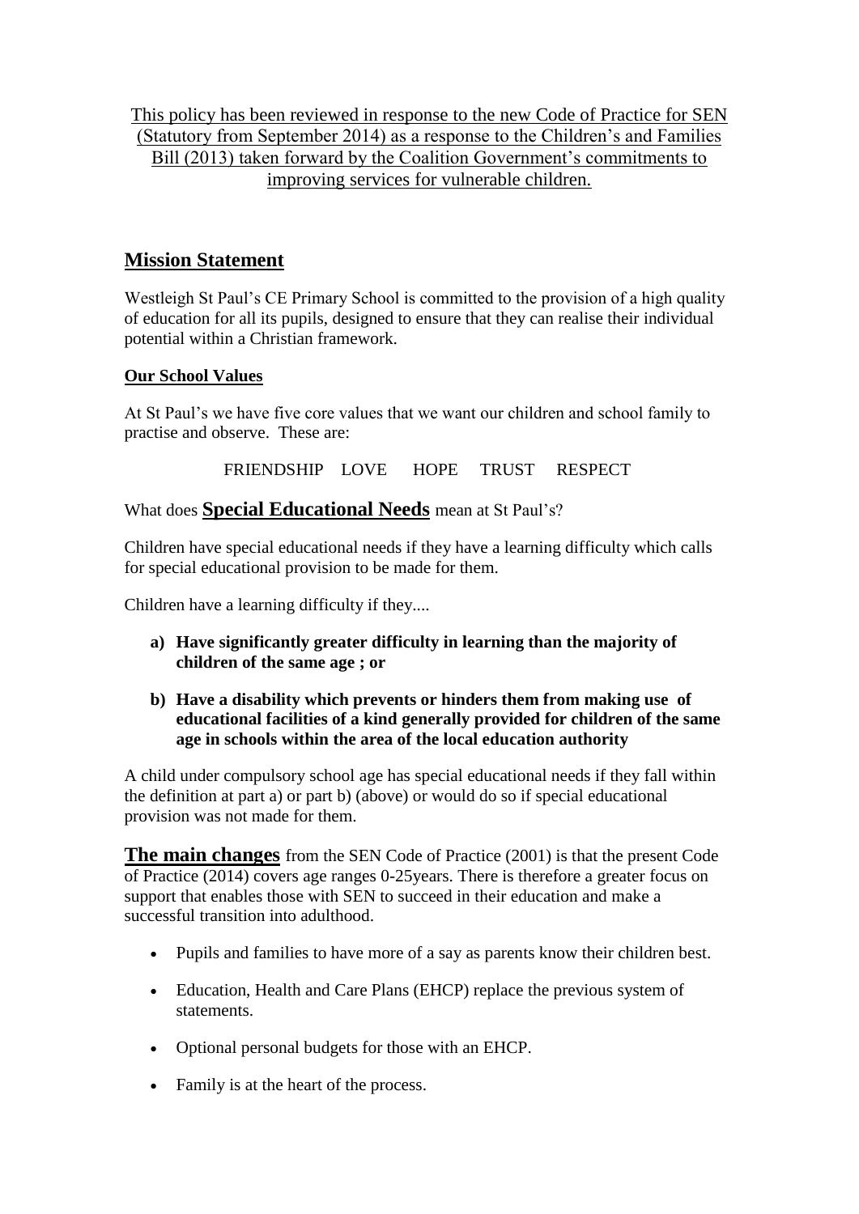This policy has been reviewed in response to the new Code of Practice for SEN (Statutory from September 2014) as a response to the Children's and Families Bill (2013) taken forward by the Coalition Government's commitments to improving services for vulnerable children.

## Mission Statement

Westleigh St Paul's CE Primary School is committed to the provision of a high quality of education for all its pupils, designed to ensure that they can realise their individual potential within a Christian framework.

### Our School Values

At St Paul's we have five core values that we want our children and school family to practise and observe. These are:

FRIENDSHIP LOVE HOPE TRUST RESPECT

What does **Special Educational Needs** mean at St Paul's?

Children have special educational needs if they have a learning difficulty which calls for special educational provision to be made for them.

Children have a learning difficulty if they....

a) **Have significantly greater difficulty in learning than the majority of children of the same age ; or**

b) **Have a disability which prevents or hinders them from making use of educational facilities of a kind generally provided for children of the same age in schools within the area of the local education authority**

A child under compulsory school age has special educational needs if they fall within the definition at part a) or part b) (above) or would do so if special educational provision was not made for them.

**The main changes** from the SEN Code of Practice (2001) is that the present Code of Practice (2014) covers age ranges 0-25years. There is therefore a greater focus on support that enables those with SEN to succeed in their education and make a successful transition into adulthood.

- Pupils and families to have more of a say as parents know their children best.
- Education, Health and Care Plans (EHCP) replace the previous system of statements.
- Optional personal budgets for those with an EHCP.
- Family is at the heart of the process.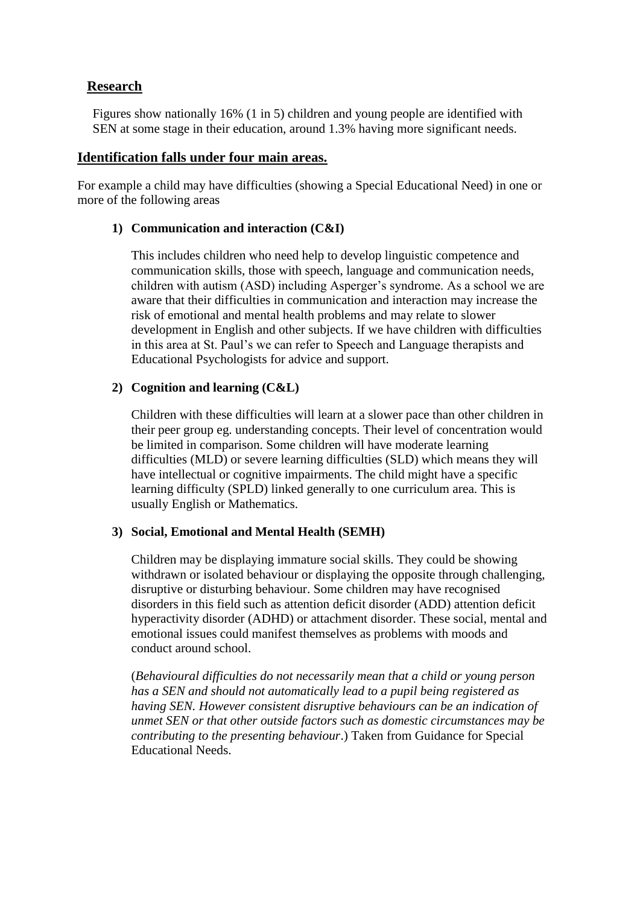## Research

Figures show nationally 16% (1 in 5) children and young people are identified with SEN at some stage in their education, around 1.3% having more significant needs.

## Identification falls under four main areas.

For example a child may have difficulties (showing a Special Educational Need) in one or more of the following areas

1) **Communication and interaction (C&I)**

   This includes children who need help to develop linguistic competence and communication skills, those with speech, language and communication needs, children with autism (ASD) including Asperger's syndrome. As a school we are aware that their difficulties in communication and interaction may increase the risk of emotional and mental health problems and may relate to slower development in English and other subjects. If we have children with difficulties in this area at St. Paul's we can refer to Speech and Language therapists and Educational Psychologists for advice and support.

2) **Cognition and learning (C&L)**

   Children with these difficulties will learn at a slower pace than other children in their peer group eg. understanding concepts. Their level of concentration would be limited in comparison. Some children will have moderate learning difficulties (MLD) or severe learning difficulties (SLD) which means they will have intellectual or cognitive impairments. The child might have a specific learning difficulty (SPLD) linked generally to one curriculum area. This is usually English or Mathematics.

3) **Social, Emotional and Mental Health (SEMH)**

   Children may be displaying immature social skills. They could be showing withdrawn or isolated behaviour or displaying the opposite through challenging, disruptive or disturbing behaviour. Some children may have recognised disorders in this field such as attention deficit disorder (ADD) attention deficit hyperactivity disorder (ADHD) or attachment disorder. These social, mental and emotional issues could manifest themselves as problems with moods and conduct around school.

   (*Behavioural difficulties do not necessarily mean that a child or young person has a SEN and should not automatically lead to a pupil being registered as having SEN. However consistent disruptive behaviours can be an indication of unmet SEN or that other outside factors such as domestic circumstances may be contributing to the presenting behaviour*.) Taken from Guidance for Special Educational Needs.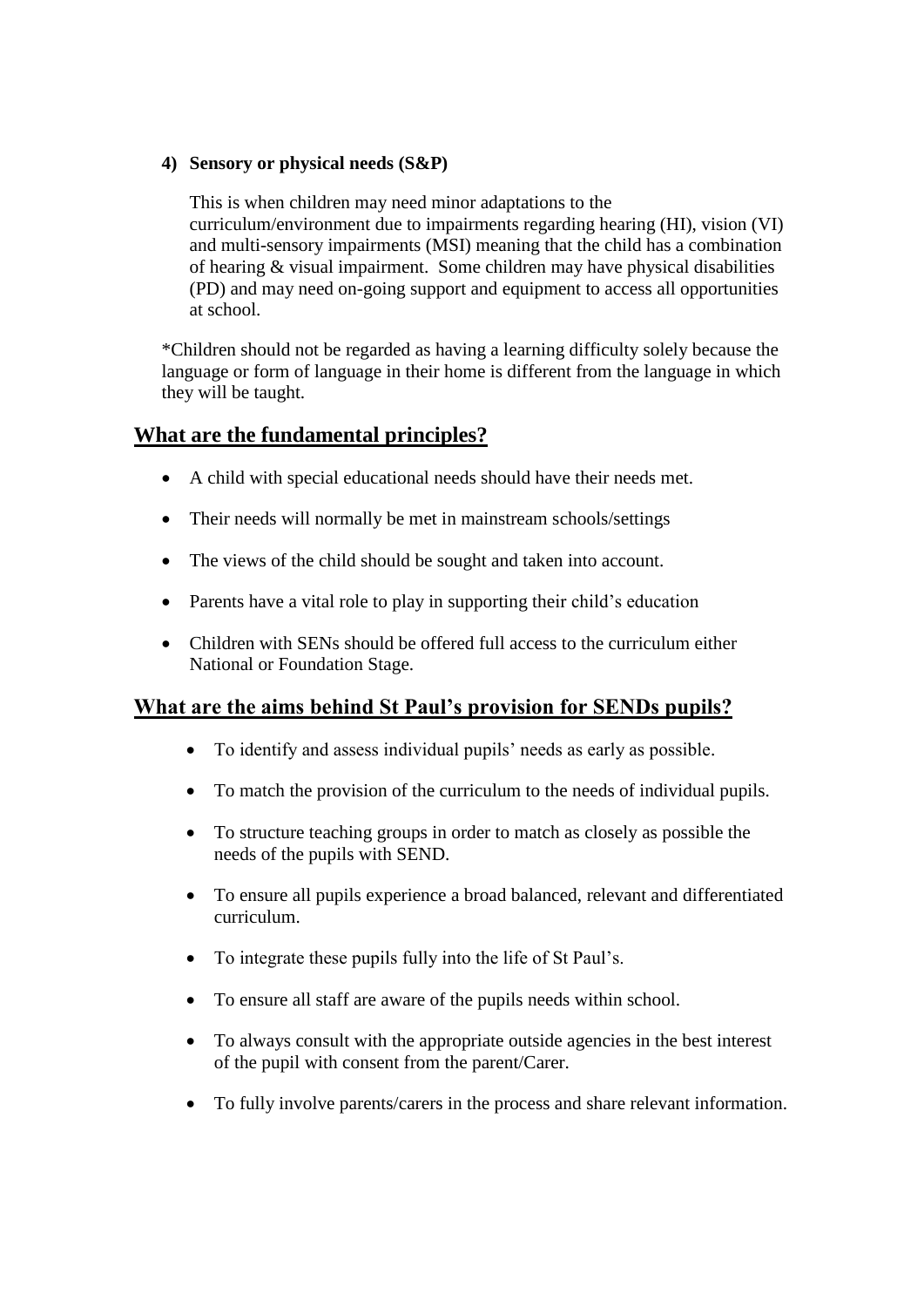**4) Sensory or physical needs (S&P)**

This is when children may need minor adaptations to the curriculum/environment due to impairments regarding hearing (HI), vision (VI) and multi-sensory impairments (MSI) meaning that the child has a combination of hearing & visual impairment. Some children may have physical disabilities (PD) and may need on-going support and equipment to access all opportunities at school.

*Children should not be regarded as having a learning difficulty solely because the language or form of language in their home is different from the language in which they will be taught.

## What are the fundamental principles?

- A child with special educational needs should have their needs met.
- Their needs will normally be met in mainstream schools/settings
- The views of the child should be sought and taken into account.
- Parents have a vital role to play in supporting their child's education
- Children with SENs should be offered full access to the curriculum either National or Foundation Stage.

## What are the aims behind St Paul's provision for SENDs pupils?

- To identify and assess individual pupils' needs as early as possible.
- To match the provision of the curriculum to the needs of individual pupils.
- To structure teaching groups in order to match as closely as possible the needs of the pupils with SEND.
- To ensure all pupils experience a broad balanced, relevant and differentiated curriculum.
- To integrate these pupils fully into the life of St Paul's.
- To ensure all staff are aware of the pupils needs within school.
- To always consult with the appropriate outside agencies in the best interest of the pupil with consent from the parent/Carer.
- To fully involve parents/carers in the process and share relevant information.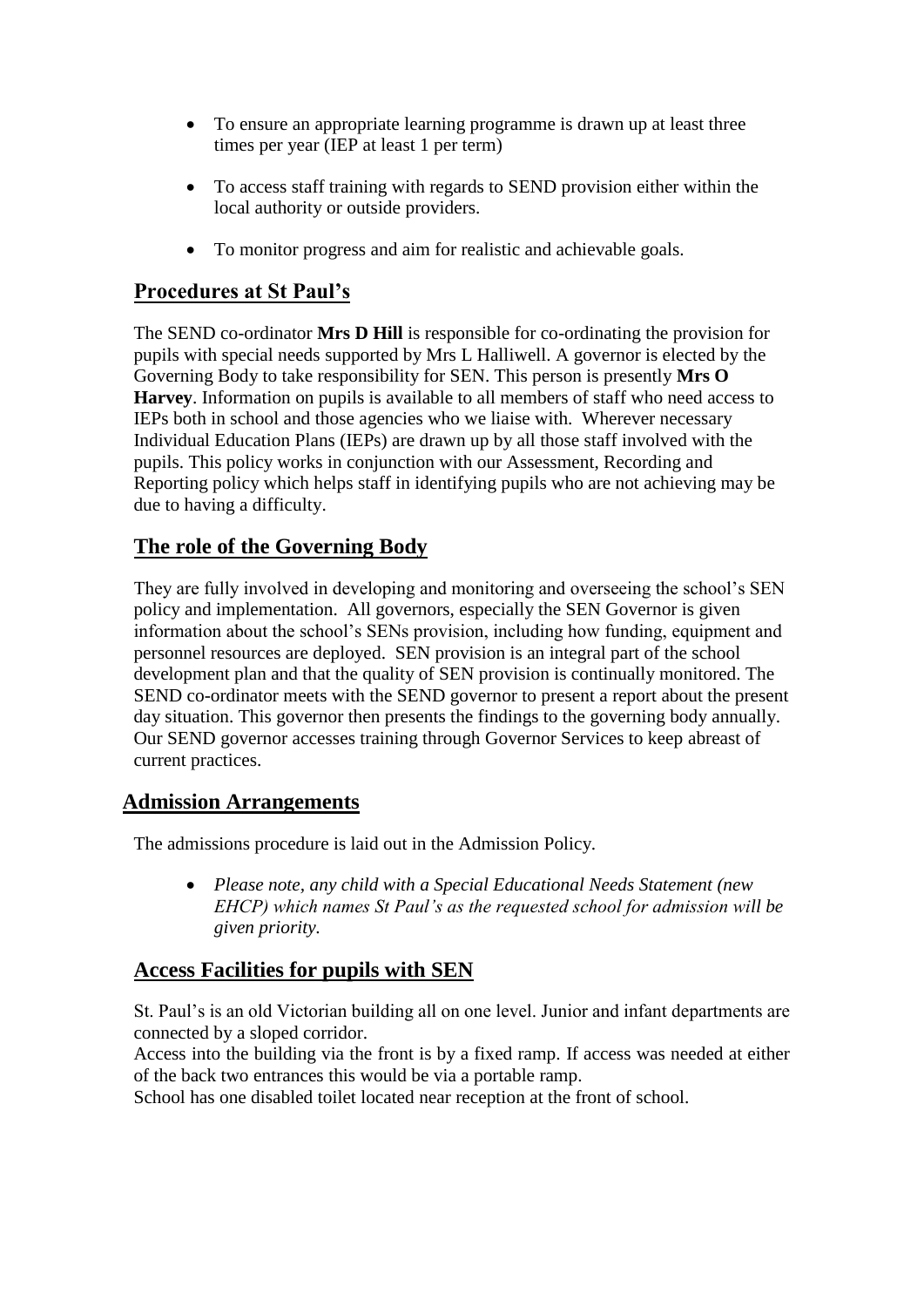- To ensure an appropriate learning programme is drawn up at least three times per year (IEP at least 1 per term)

- To access staff training with regards to SEND provision either within the local authority or outside providers.

- To monitor progress and aim for realistic and achievable goals.

## Procedures at St Paul's

The SEND co-ordinator **Mrs D Hill** is responsible for co-ordinating the provision for pupils with special needs supported by Mrs L Halliwell. A governor is elected by the Governing Body to take responsibility for SEN. This person is presently **Mrs O Harvey**. Information on pupils is available to all members of staff who need access to IEPs both in school and those agencies who we liaise with. Wherever necessary Individual Education Plans (IEPs) are drawn up by all those staff involved with the pupils. This policy works in conjunction with our Assessment, Recording and Reporting policy which helps staff in identifying pupils who are not achieving may be due to having a difficulty.

## The role of the Governing Body

They are fully involved in developing and monitoring and overseeing the school's SEN policy and implementation. All governors, especially the SEN Governor is given information about the school's SENs provision, including how funding, equipment and personnel resources are deployed. SEN provision is an integral part of the school development plan and that the quality of SEN provision is continually monitored. The SEND co-ordinator meets with the SEND governor to present a report about the present day situation. This governor then presents the findings to the governing body annually. Our SEND governor accesses training through Governor Services to keep abreast of current practices.

## Admission Arrangements

The admissions procedure is laid out in the Admission Policy.

- *Please note, any child with a Special Educational Needs Statement (new EHCP) which names St Paul's as the requested school for admission will be given priority.*

## Access Facilities for pupils with SEN

St. Paul's is an old Victorian building all on one level. Junior and infant departments are connected by a sloped corridor.
Access into the building via the front is by a fixed ramp. If access was needed at either of the back two entrances this would be via a portable ramp.
School has one disabled toilet located near reception at the front of school.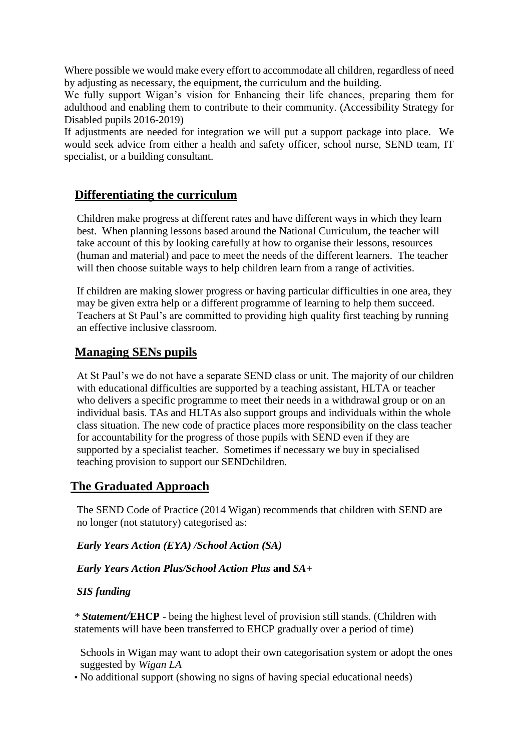Where possible we would make every effort to accommodate all children, regardless of need by adjusting as necessary, the equipment, the curriculum and the building.

We fully support Wigan's vision for Enhancing their life chances, preparing them for adulthood and enabling them to contribute to their community. (Accessibility Strategy for Disabled pupils 2016-2019)

If adjustments are needed for integration we will put a support package into place. We would seek advice from either a health and safety officer, school nurse, SEND team, IT specialist, or a building consultant.

## Differentiating the curriculum

Children make progress at different rates and have different ways in which they learn best. When planning lessons based around the National Curriculum, the teacher will take account of this by looking carefully at how to organise their lessons, resources (human and material) and pace to meet the needs of the different learners. The teacher will then choose suitable ways to help children learn from a range of activities.

If children are making slower progress or having particular difficulties in one area, they may be given extra help or a different programme of learning to help them succeed. Teachers at St Paul's are committed to providing high quality first teaching by running an effective inclusive classroom.

## Managing SENs pupils

At St Paul's we do not have a separate SEND class or unit. The majority of our children with educational difficulties are supported by a teaching assistant, HLTA or teacher who delivers a specific programme to meet their needs in a withdrawal group or on an individual basis. TAs and HLTAs also support groups and individuals within the whole class situation. The new code of practice places more responsibility on the class teacher for accountability for the progress of those pupils with SEND even if they are supported by a specialist teacher. Sometimes if necessary we buy in specialised teaching provision to support our SENDchildren.

## The Graduated Approach

The SEND Code of Practice (2014 Wigan) recommends that children with SEND are no longer (not statutory) categorised as:

***Early Years Action (EYA) /School Action (SA)***

***Early Years Action Plus/School Action Plus* and *SA+***

***SIS funding***

\* ***Statement/*EHCP** - being the highest level of provision still stands. (Children with statements will have been transferred to EHCP gradually over a period of time)

Schools in Wigan may want to adopt their own categorisation system or adopt the ones suggested by *Wigan LA*

- No additional support (showing no signs of having special educational needs)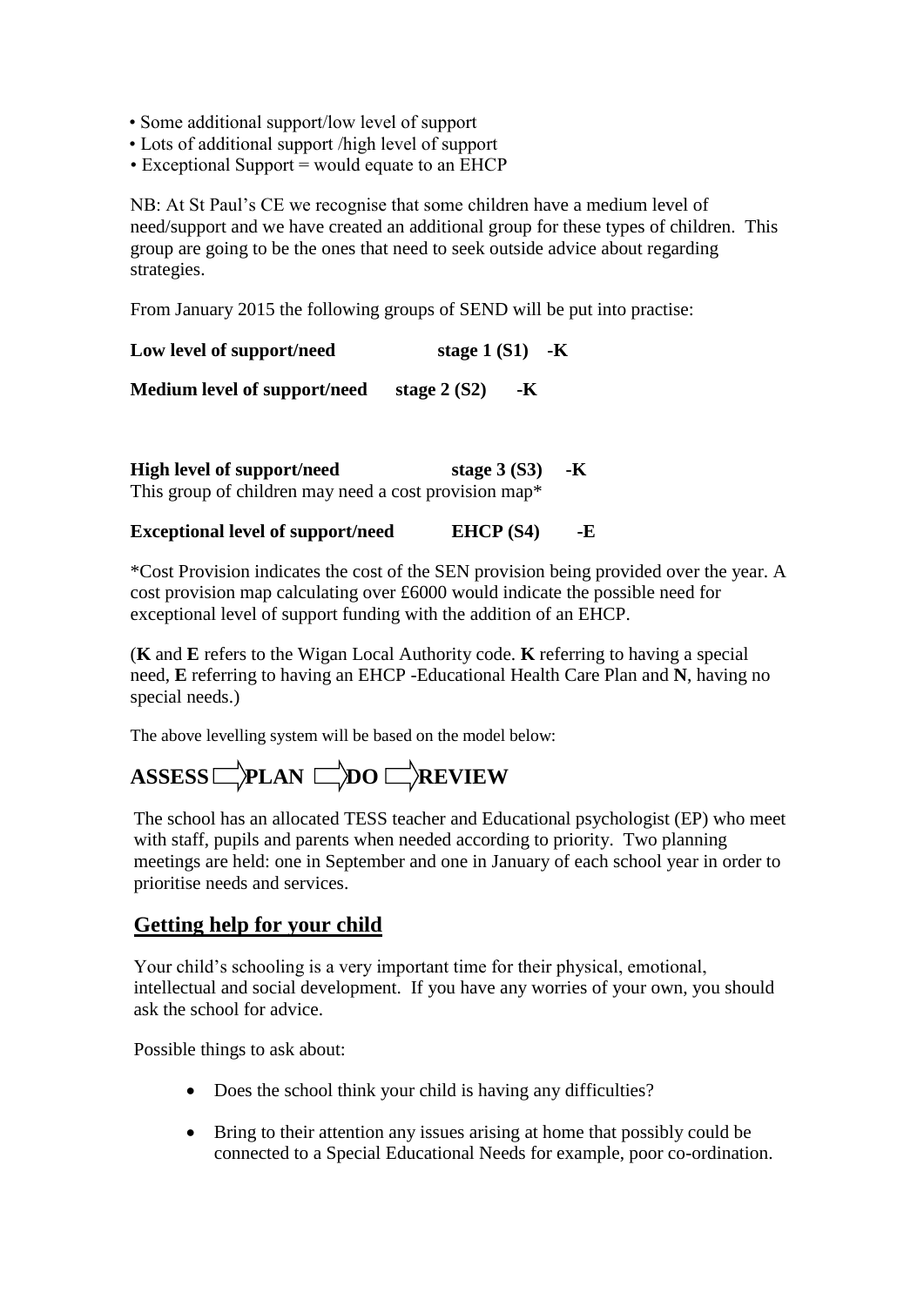• Some additional support/low level of support
• Lots of additional support /high level of support
• Exceptional Support = would equate to an EHCP

NB: At St Paul's CE we recognise that some children have a medium level of need/support and we have created an additional group for these types of children. This group are going to be the ones that need to seek outside advice about regarding strategies.

From January 2015 the following groups of SEND will be put into practise:

**Low level of support/need stage 1 (S1) -K**

**Medium level of support/need stage 2 (S2) -K**

**High level of support/need stage 3 (S3) -K**
This group of children may need a cost provision map*

**Exceptional level of support/need EHCP (S4) -E**

*Cost Provision indicates the cost of the SEN provision being provided over the year. A cost provision map calculating over £6000 would indicate the possible need for exceptional level of support funding with the addition of an EHCP.

(**K** and **E** refers to the Wigan Local Authority code. **K** referring to having a special need, **E** referring to having an EHCP -Educational Health Care Plan and **N**, having no special needs.)

The above levelling system will be based on the model below:

**ASSESS ⇨ PLAN ⇨ DO ⇨ REVIEW**

The school has an allocated TESS teacher and Educational psychologist (EP) who meet with staff, pupils and parents when needed according to priority. Two planning meetings are held: one in September and one in January of each school year in order to prioritise needs and services.

## Getting help for your child

Your child's schooling is a very important time for their physical, emotional, intellectual and social development. If you have any worries of your own, you should ask the school for advice.

Possible things to ask about:

- Does the school think your child is having any difficulties?
- Bring to their attention any issues arising at home that possibly could be connected to a Special Educational Needs for example, poor co-ordination.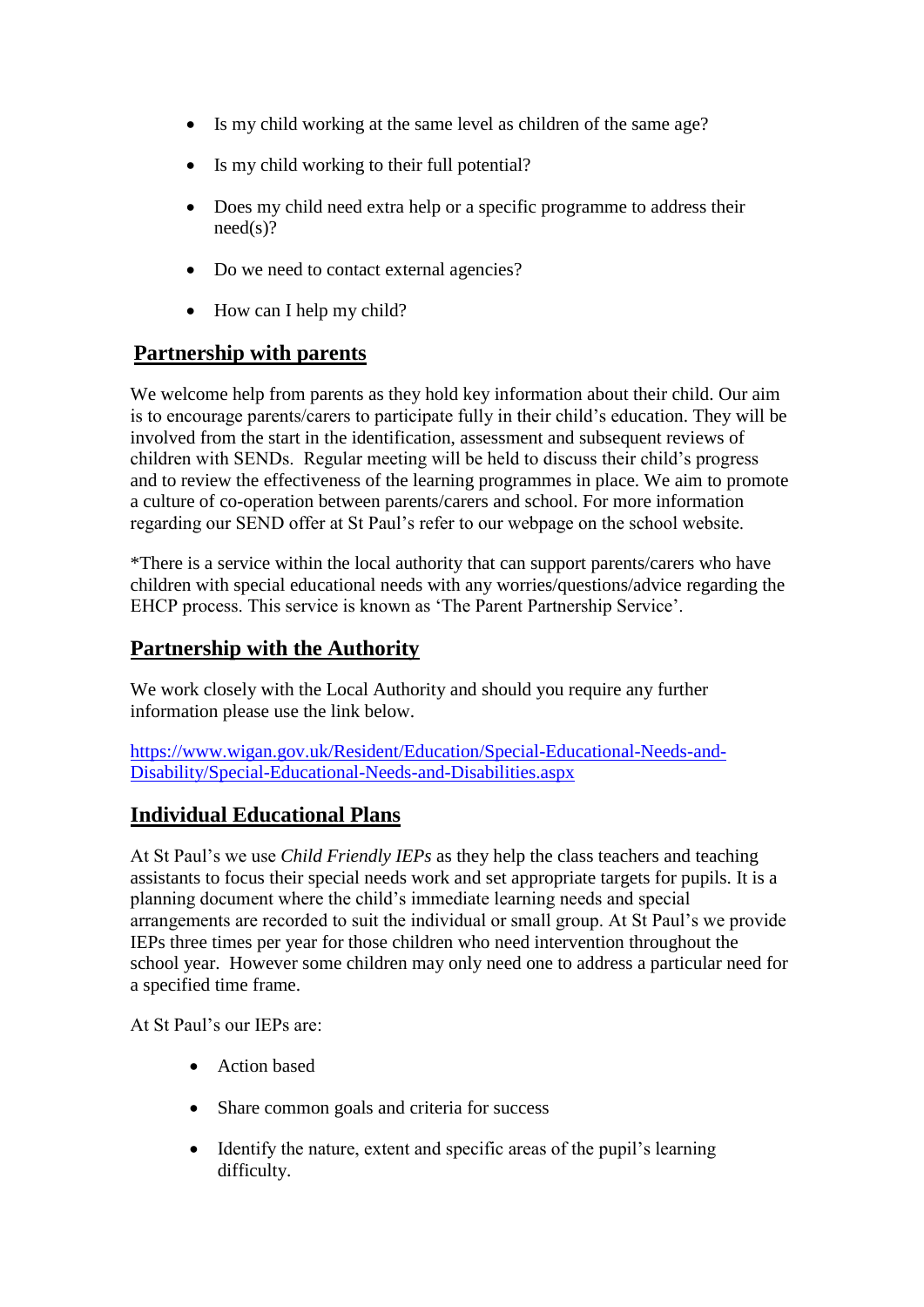- Is my child working at the same level as children of the same age?
- Is my child working to their full potential?
- Does my child need extra help or a specific programme to address their need(s)?
- Do we need to contact external agencies?
- How can I help my child?

## Partnership with parents

We welcome help from parents as they hold key information about their child. Our aim is to encourage parents/carers to participate fully in their child's education. They will be involved from the start in the identification, assessment and subsequent reviews of children with SENDs. Regular meeting will be held to discuss their child's progress and to review the effectiveness of the learning programmes in place. We aim to promote a culture of co-operation between parents/carers and school. For more information regarding our SEND offer at St Paul's refer to our webpage on the school website.

*There is a service within the local authority that can support parents/carers who have children with special educational needs with any worries/questions/advice regarding the EHCP process. This service is known as 'The Parent Partnership Service'.

## Partnership with the Authority

We work closely with the Local Authority and should you require any further information please use the link below.

https://www.wigan.gov.uk/Resident/Education/Special-Educational-Needs-and-Disability/Special-Educational-Needs-and-Disabilities.aspx

## Individual Educational Plans

At St Paul's we use *Child Friendly IEPs* as they help the class teachers and teaching assistants to focus their special needs work and set appropriate targets for pupils. It is a planning document where the child's immediate learning needs and special arrangements are recorded to suit the individual or small group. At St Paul's we provide IEPs three times per year for those children who need intervention throughout the school year. However some children may only need one to address a particular need for a specified time frame.

At St Paul's our IEPs are:

- Action based
- Share common goals and criteria for success
- Identify the nature, extent and specific areas of the pupil's learning difficulty.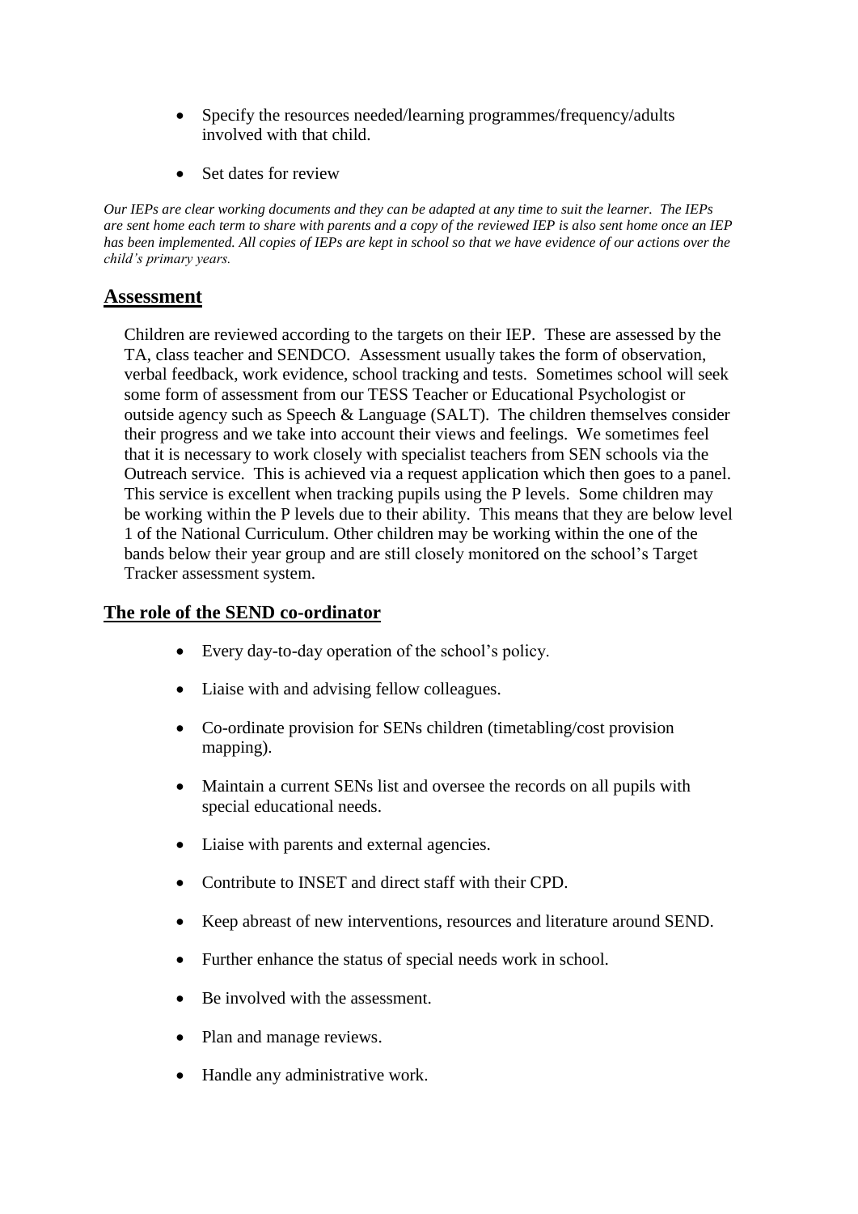- Specify the resources needed/learning programmes/frequency/adults involved with that child.
- Set dates for review

*Our IEPs are clear working documents and they can be adapted at any time to suit the learner. The IEPs are sent home each term to share with parents and a copy of the reviewed IEP is also sent home once an IEP has been implemented. All copies of IEPs are kept in school so that we have evidence of our actions over the child's primary years.*

## Assessment

Children are reviewed according to the targets on their IEP. These are assessed by the TA, class teacher and SENDCO. Assessment usually takes the form of observation, verbal feedback, work evidence, school tracking and tests. Sometimes school will seek some form of assessment from our TESS Teacher or Educational Psychologist or outside agency such as Speech & Language (SALT). The children themselves consider their progress and we take into account their views and feelings. We sometimes feel that it is necessary to work closely with specialist teachers from SEN schools via the Outreach service. This is achieved via a request application which then goes to a panel. This service is excellent when tracking pupils using the P levels. Some children may be working within the P levels due to their ability. This means that they are below level 1 of the National Curriculum. Other children may be working within the one of the bands below their year group and are still closely monitored on the school's Target Tracker assessment system.

### The role of the SEND co-ordinator

- Every day-to-day operation of the school's policy.
- Liaise with and advising fellow colleagues.
- Co-ordinate provision for SENs children (timetabling/cost provision mapping).
- Maintain a current SENs list and oversee the records on all pupils with special educational needs.
- Liaise with parents and external agencies.
- Contribute to INSET and direct staff with their CPD.
- Keep abreast of new interventions, resources and literature around SEND.
- Further enhance the status of special needs work in school.
- Be involved with the assessment.
- Plan and manage reviews.
- Handle any administrative work.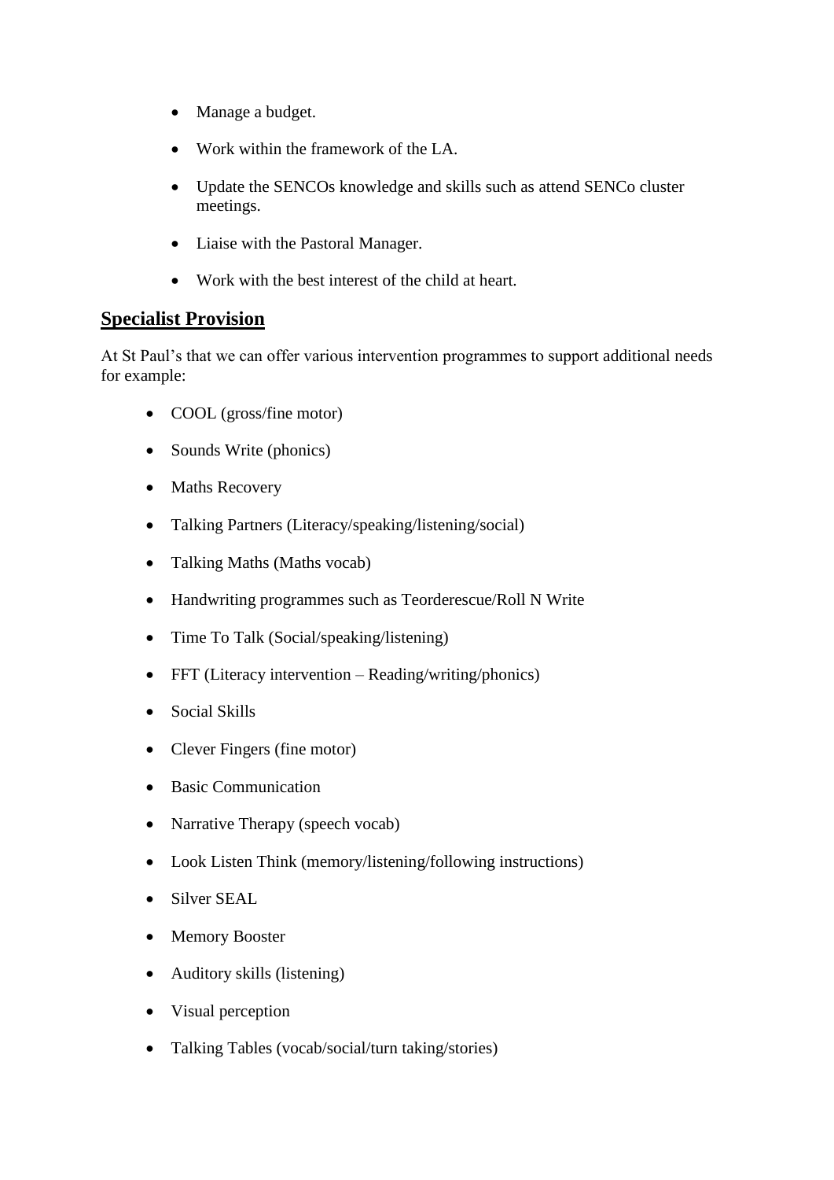- Manage a budget.
- Work within the framework of the LA.
- Update the SENCOs knowledge and skills such as attend SENCo cluster meetings.
- Liaise with the Pastoral Manager.
- Work with the best interest of the child at heart.

## Specialist Provision

At St Paul's that we can offer various intervention programmes to support additional needs for example:

- COOL (gross/fine motor)
- Sounds Write (phonics)
- Maths Recovery
- Talking Partners (Literacy/speaking/listening/social)
- Talking Maths (Maths vocab)
- Handwriting programmes such as Teorderescue/Roll N Write
- Time To Talk (Social/speaking/listening)
- FFT (Literacy intervention – Reading/writing/phonics)
- Social Skills
- Clever Fingers (fine motor)
- Basic Communication
- Narrative Therapy (speech vocab)
- Look Listen Think (memory/listening/following instructions)
- Silver SEAL
- Memory Booster
- Auditory skills (listening)
- Visual perception
- Talking Tables (vocab/social/turn taking/stories)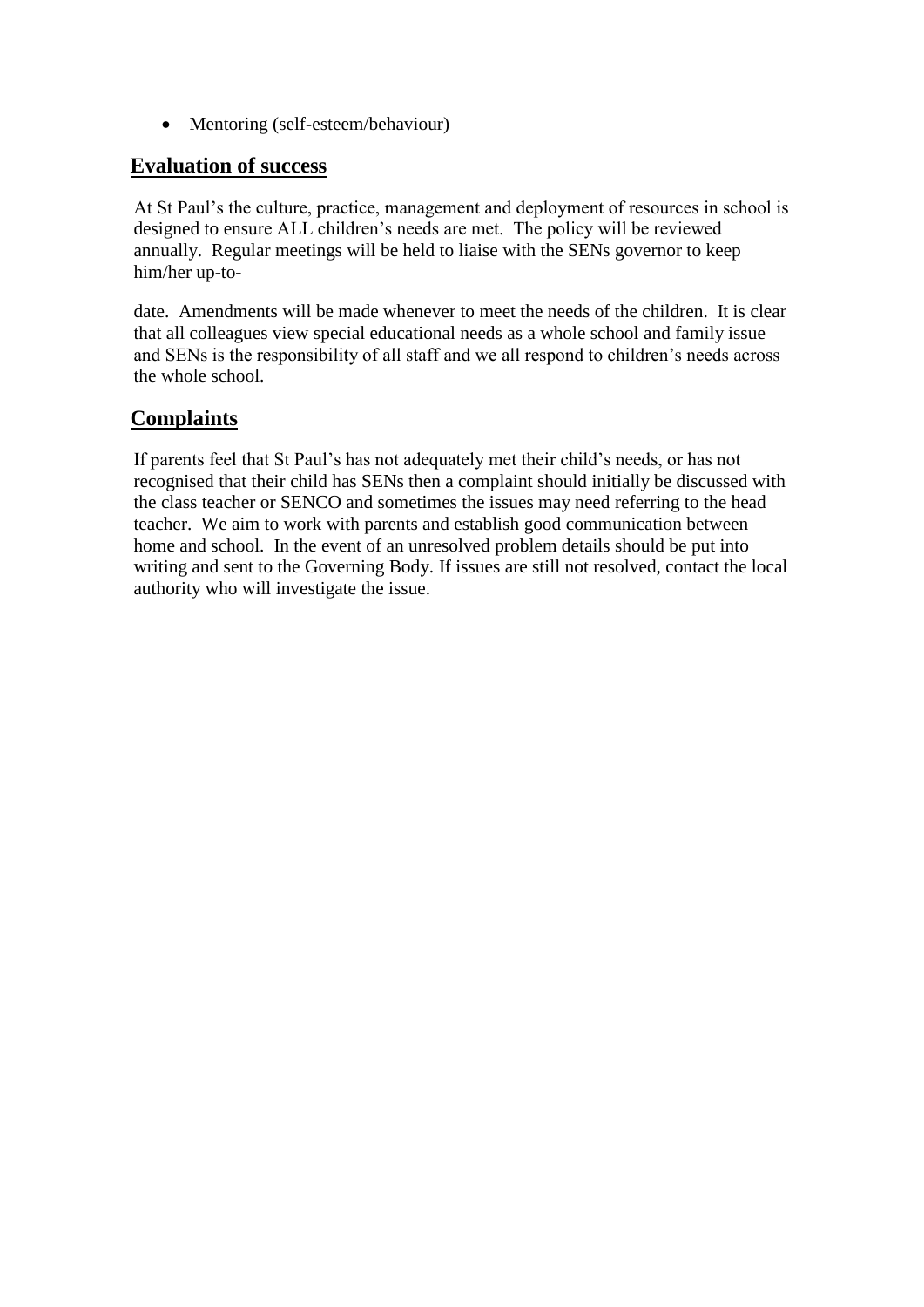- Mentoring (self-esteem/behaviour)

## Evaluation of success

At St Paul's the culture, practice, management and deployment of resources in school is designed to ensure ALL children's needs are met. The policy will be reviewed annually. Regular meetings will be held to liaise with the SENs governor to keep him/her up-to-

date. Amendments will be made whenever to meet the needs of the children. It is clear that all colleagues view special educational needs as a whole school and family issue and SENs is the responsibility of all staff and we all respond to children's needs across the whole school.

## Complaints

If parents feel that St Paul's has not adequately met their child's needs, or has not recognised that their child has SENs then a complaint should initially be discussed with the class teacher or SENCO and sometimes the issues may need referring to the head teacher. We aim to work with parents and establish good communication between home and school. In the event of an unresolved problem details should be put into writing and sent to the Governing Body. If issues are still not resolved, contact the local authority who will investigate the issue.